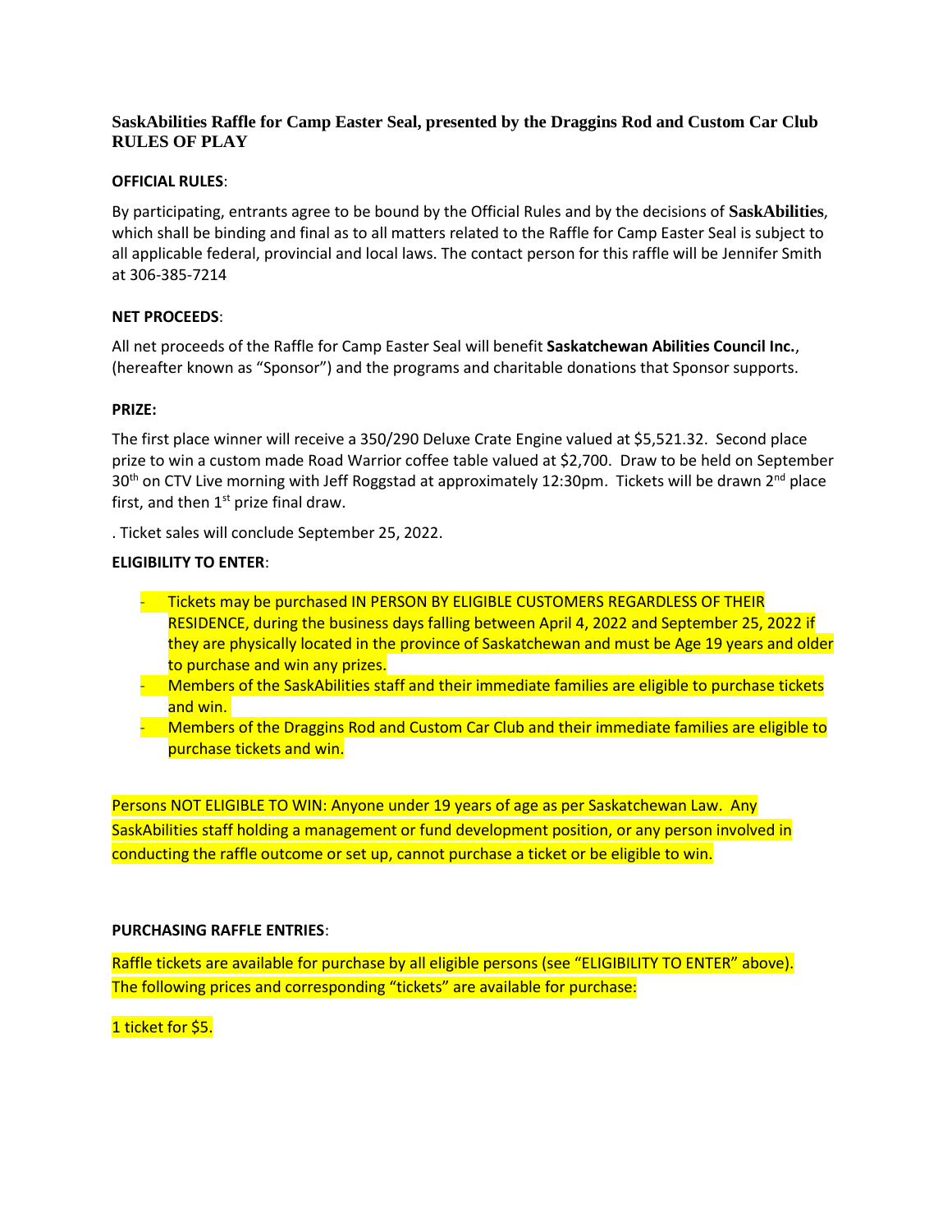# SaskAbilities Raffle for Camp Easter Seal, presented by the Draggins Rod and Custom Car Club RULES OF PLAY

**OFFICIAL RULES**:

By participating, entrants agree to be bound by the Official Rules and by the decisions of **SaskAbilities**, which shall be binding and final as to all matters related to the Raffle for Camp Easter Seal is subject to all applicable federal, provincial and local laws. The contact person for this raffle will be Jennifer Smith at 306-385-7214

**NET PROCEEDS**:

All net proceeds of the Raffle for Camp Easter Seal will benefit **Saskatchewan Abilities Council Inc.**, (hereafter known as "Sponsor") and the programs and charitable donations that Sponsor supports.

**PRIZE:**

The first place winner will receive a 350/290 Deluxe Crate Engine valued at $5,521.32. Second place prize to win a custom made Road Warrior coffee table valued at $2,700. Draw to be held on September 30th on CTV Live morning with Jeff Roggstad at approximately 12:30pm. Tickets will be drawn 2nd place first, and then 1st prize final draw.

. Ticket sales will conclude September 25, 2022.

**ELIGIBILITY TO ENTER**:

- Tickets may be purchased IN PERSON BY ELIGIBLE CUSTOMERS REGARDLESS OF THEIR RESIDENCE, during the business days falling between April 4, 2022 and September 25, 2022 if they are physically located in the province of Saskatchewan and must be Age 19 years and older to purchase and win any prizes.
- Members of the SaskAbilities staff and their immediate families are eligible to purchase tickets and win.
- Members of the Draggins Rod and Custom Car Club and their immediate families are eligible to purchase tickets and win.

Persons NOT ELIGIBLE TO WIN: Anyone under 19 years of age as per Saskatchewan Law. Any SaskAbilities staff holding a management or fund development position, or any person involved in conducting the raffle outcome or set up, cannot purchase a ticket or be eligible to win.

**PURCHASING RAFFLE ENTRIES**:

Raffle tickets are available for purchase by all eligible persons (see "ELIGIBILITY TO ENTER" above). The following prices and corresponding "tickets" are available for purchase:

1 ticket for $5.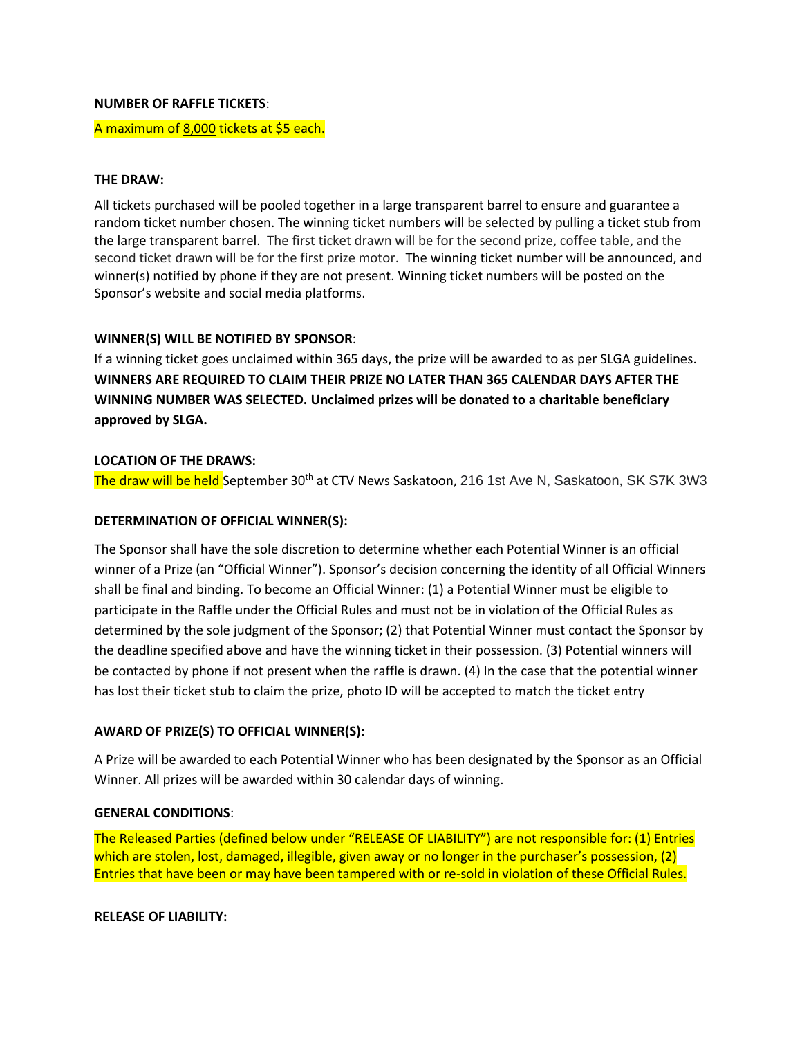**NUMBER OF RAFFLE TICKETS**:

A maximum of 8,000 tickets at $5 each.

**THE DRAW:**

All tickets purchased will be pooled together in a large transparent barrel to ensure and guarantee a random ticket number chosen. The winning ticket numbers will be selected by pulling a ticket stub from the large transparent barrel. The first ticket drawn will be for the second prize, coffee table, and the second ticket drawn will be for the first prize motor. The winning ticket number will be announced, and winner(s) notified by phone if they are not present. Winning ticket numbers will be posted on the Sponsor's website and social media platforms.

**WINNER(S) WILL BE NOTIFIED BY SPONSOR**:

If a winning ticket goes unclaimed within 365 days, the prize will be awarded to as per SLGA guidelines. **WINNERS ARE REQUIRED TO CLAIM THEIR PRIZE NO LATER THAN 365 CALENDAR DAYS AFTER THE WINNING NUMBER WAS SELECTED. Unclaimed prizes will be donated to a charitable beneficiary approved by SLGA.**

**LOCATION OF THE DRAWS:**

The draw will be held September 30th at CTV News Saskatoon, 216 1st Ave N, Saskatoon, SK S7K 3W3

**DETERMINATION OF OFFICIAL WINNER(S):**

The Sponsor shall have the sole discretion to determine whether each Potential Winner is an official winner of a Prize (an "Official Winner"). Sponsor's decision concerning the identity of all Official Winners shall be final and binding. To become an Official Winner: (1) a Potential Winner must be eligible to participate in the Raffle under the Official Rules and must not be in violation of the Official Rules as determined by the sole judgment of the Sponsor; (2) that Potential Winner must contact the Sponsor by the deadline specified above and have the winning ticket in their possession. (3) Potential winners will be contacted by phone if not present when the raffle is drawn. (4) In the case that the potential winner has lost their ticket stub to claim the prize, photo ID will be accepted to match the ticket entry

**AWARD OF PRIZE(S) TO OFFICIAL WINNER(S):**

A Prize will be awarded to each Potential Winner who has been designated by the Sponsor as an Official Winner. All prizes will be awarded within 30 calendar days of winning.

**GENERAL CONDITIONS**:

The Released Parties (defined below under "RELEASE OF LIABILITY") are not responsible for: (1) Entries which are stolen, lost, damaged, illegible, given away or no longer in the purchaser's possession, (2) Entries that have been or may have been tampered with or re-sold in violation of these Official Rules.

**RELEASE OF LIABILITY:**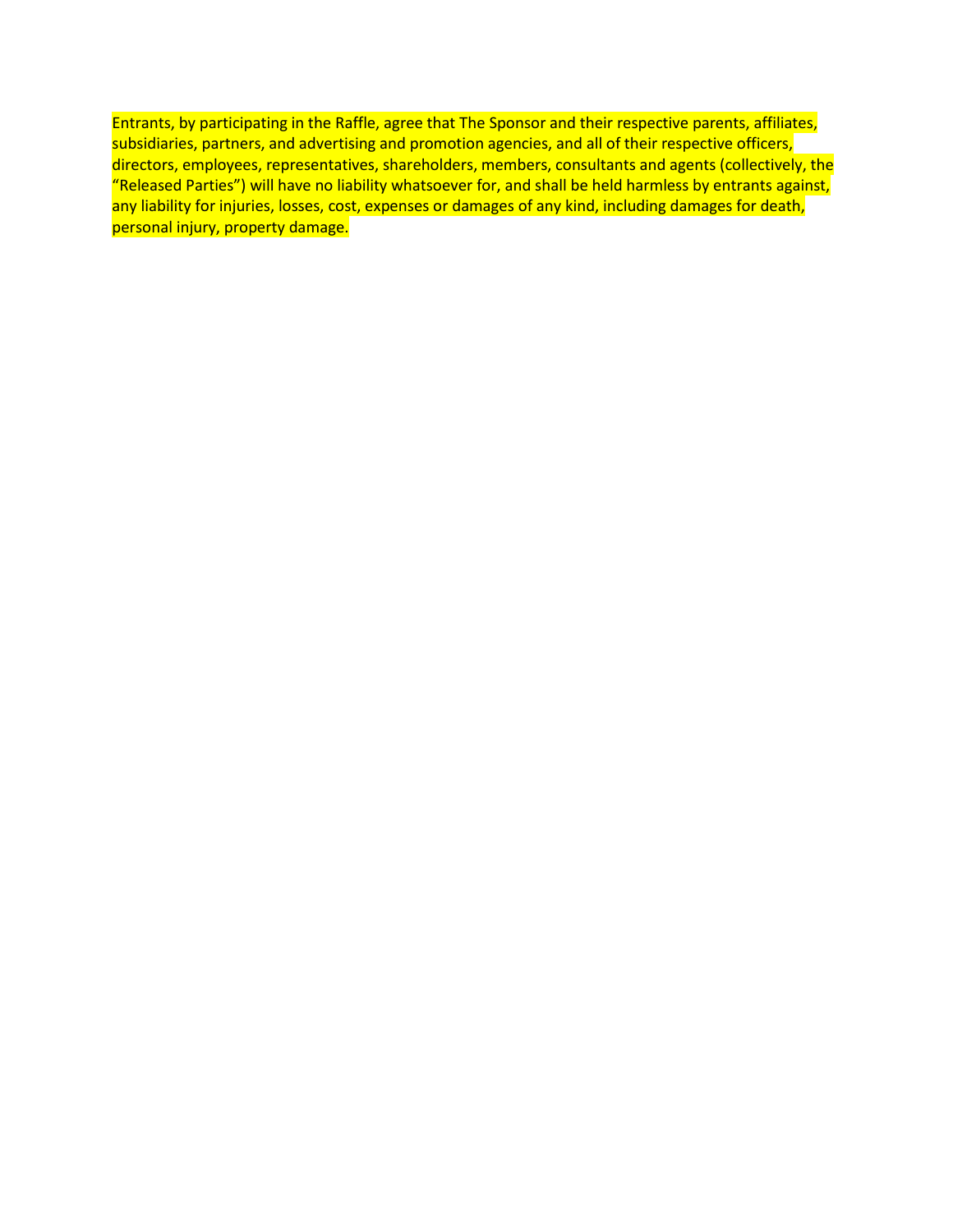Entrants, by participating in the Raffle, agree that The Sponsor and their respective parents, affiliates, subsidiaries, partners, and advertising and promotion agencies, and all of their respective officers, directors, employees, representatives, shareholders, members, consultants and agents (collectively, the "Released Parties") will have no liability whatsoever for, and shall be held harmless by entrants against, any liability for injuries, losses, cost, expenses or damages of any kind, including damages for death, personal injury, property damage.